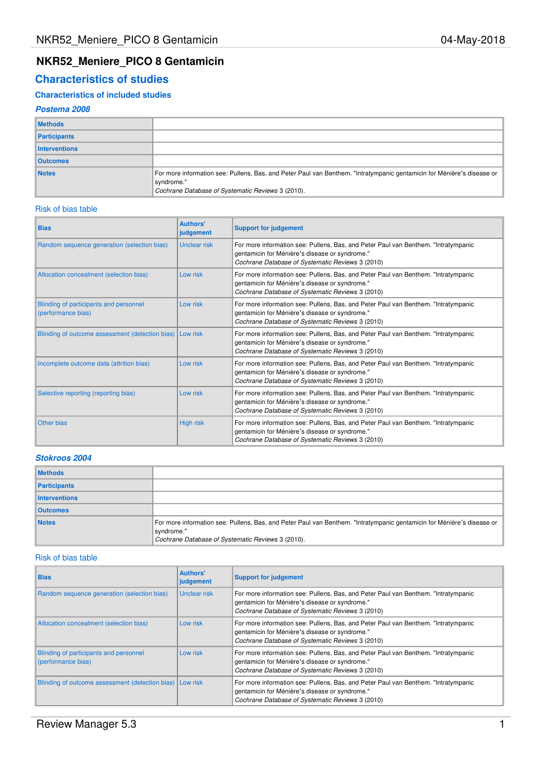# NKR52_Meniere_PICO 8 Gentamicin

## Characteristics of studies

### Characteristics of included studies

#### *Postema 2008*

| | |
|---|---|
| **Methods** | |
| **Participants** | |
| **Interventions** | |
| **Outcomes** | |
| **Notes** | For more information see: Pullens, Bas, and Peter Paul van Benthem. "Intratympanic gentamicin for Ménière's disease or syndrome." *Cochrane Database of Systematic Reviews* 3 (2010). |

Risk of bias table

| Bias | Authors' judgement | Support for judgement |
|---|---|---|
| Random sequence generation (selection bias) | Unclear risk | For more information see: Pullens, Bas, and Peter Paul van Benthem. "Intratympanic gentamicin for Ménière's disease or syndrome." *Cochrane Database of Systematic Reviews* 3 (2010) |
| Allocation concealment (selection bias) | Low risk | For more information see: Pullens, Bas, and Peter Paul van Benthem. "Intratympanic gentamicin for Ménière's disease or syndrome." *Cochrane Database of Systematic Reviews* 3 (2010) |
| Blinding of participants and personnel (performance bias) | Low risk | For more information see: Pullens, Bas, and Peter Paul van Benthem. "Intratympanic gentamicin for Ménière's disease or syndrome." *Cochrane Database of Systematic Reviews* 3 (2010) |
| Blinding of outcome assessment (detection bias) | Low risk | For more information see: Pullens, Bas, and Peter Paul van Benthem. "Intratympanic gentamicin for Ménière's disease or syndrome." *Cochrane Database of Systematic Reviews* 3 (2010) |
| Incomplete outcome data (attrition bias) | Low risk | For more information see: Pullens, Bas, and Peter Paul van Benthem. "Intratympanic gentamicin for Ménière's disease or syndrome." *Cochrane Database of Systematic Reviews* 3 (2010) |
| Selective reporting (reporting bias) | Low risk | For more information see: Pullens, Bas, and Peter Paul van Benthem. "Intratympanic gentamicin for Ménière's disease or syndrome." *Cochrane Database of Systematic Reviews* 3 (2010) |
| Other bias | High risk | For more information see: Pullens, Bas, and Peter Paul van Benthem. "Intratympanic gentamicin for Ménière's disease or syndrome." *Cochrane Database of Systematic Reviews* 3 (2010) |

#### *Stokroos 2004*

| | |
|---|---|
| **Methods** | |
| **Participants** | |
| **Interventions** | |
| **Outcomes** | |
| **Notes** | For more information see: Pullens, Bas, and Peter Paul van Benthem. "Intratympanic gentamicin for Ménière's disease or syndrome." *Cochrane Database of Systematic Reviews* 3 (2010). |

Risk of bias table

| Bias | Authors' judgement | Support for judgement |
|---|---|---|
| Random sequence generation (selection bias) | Unclear risk | For more information see: Pullens, Bas, and Peter Paul van Benthem. "Intratympanic gentamicin for Ménière's disease or syndrome." *Cochrane Database of Systematic Reviews* 3 (2010) |
| Allocation concealment (selection bias) | Low risk | For more information see: Pullens, Bas, and Peter Paul van Benthem. "Intratympanic gentamicin for Ménière's disease or syndrome." *Cochrane Database of Systematic Reviews* 3 (2010) |
| Blinding of participants and personnel (performance bias) | Low risk | For more information see: Pullens, Bas, and Peter Paul van Benthem. "Intratympanic gentamicin for Ménière's disease or syndrome." *Cochrane Database of Systematic Reviews* 3 (2010) |
| Blinding of outcome assessment (detection bias) | Low risk | For more information see: Pullens, Bas, and Peter Paul van Benthem. "Intratympanic gentamicin for Ménière's disease or syndrome." *Cochrane Database of Systematic Reviews* 3 (2010) |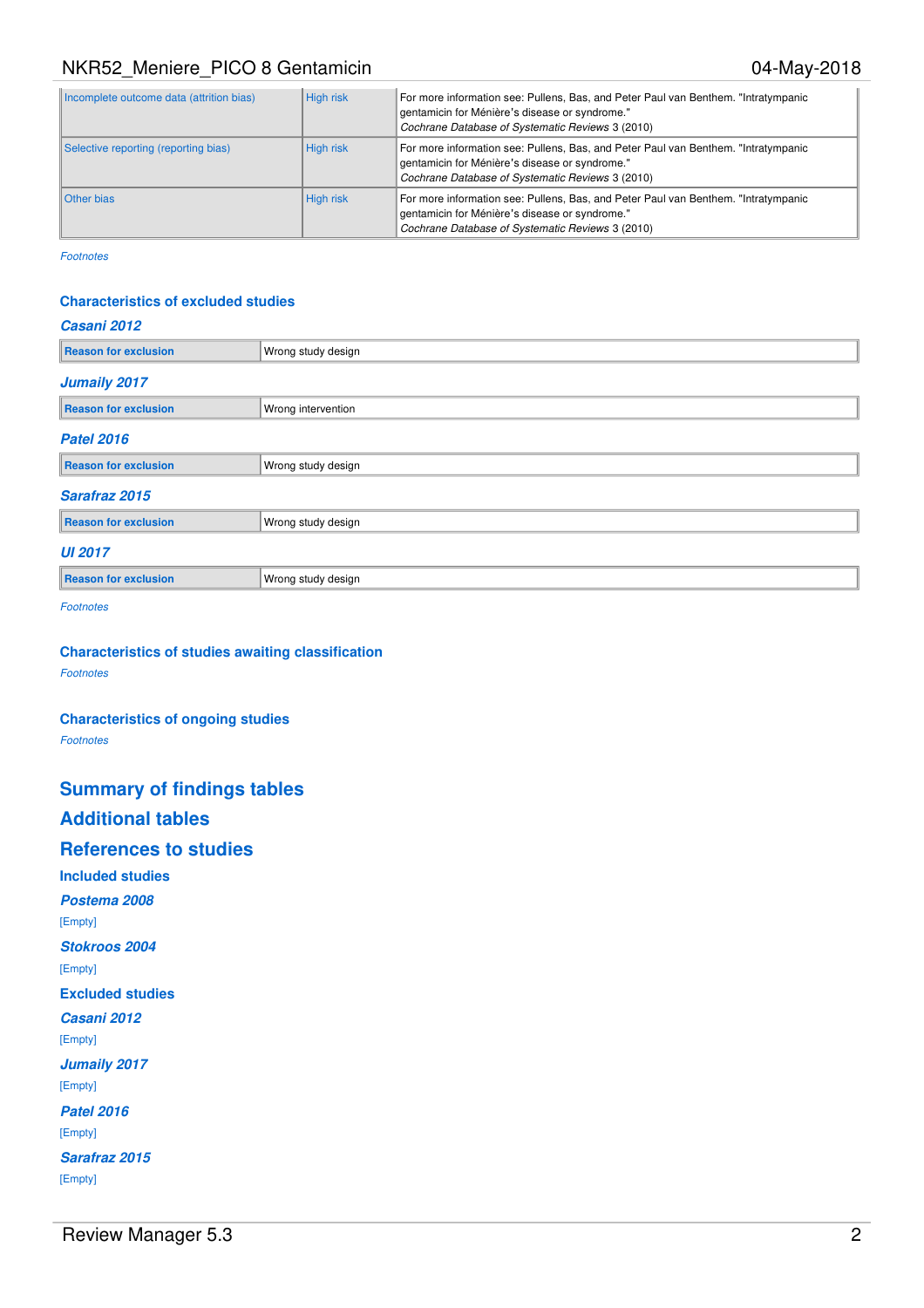| | | |
|---|---|---|
| Incomplete outcome data (attrition bias) | High risk | For more information see: Pullens, Bas, and Peter Paul van Benthem. "Intratympanic gentamicin for Ménière's disease or syndrome." *Cochrane Database of Systematic Reviews* 3 (2010) |
| Selective reporting (reporting bias) | High risk | For more information see: Pullens, Bas, and Peter Paul van Benthem. "Intratympanic gentamicin for Ménière's disease or syndrome." *Cochrane Database of Systematic Reviews* 3 (2010) |
| Other bias | High risk | For more information see: Pullens, Bas, and Peter Paul van Benthem. "Intratympanic gentamicin for Ménière's disease or syndrome." *Cochrane Database of Systematic Reviews* 3 (2010) |

*Footnotes*

### Characteristics of excluded studies

#### *Casani 2012*

| | |
|---|---|
| **Reason for exclusion** | Wrong study design |

#### *Jumaily 2017*

| | |
|---|---|
| **Reason for exclusion** | Wrong intervention |

#### *Patel 2016*

| | |
|---|---|
| **Reason for exclusion** | Wrong study design |

#### *Sarafraz 2015*

| | |
|---|---|
| **Reason for exclusion** | Wrong study design |

#### *Ul 2017*

| | |
|---|---|
| **Reason for exclusion** | Wrong study design |

*Footnotes*

### Characteristics of studies awaiting classification

*Footnotes*

### Characteristics of ongoing studies

*Footnotes*

## Summary of findings tables

## Additional tables

## References to studies

### Included studies

#### *Postema 2008*

[Empty]

#### *Stokroos 2004*

[Empty]

### Excluded studies

#### *Casani 2012*

[Empty]

#### *Jumaily 2017*

[Empty]

#### *Patel 2016*

[Empty]

#### *Sarafraz 2015*

[Empty]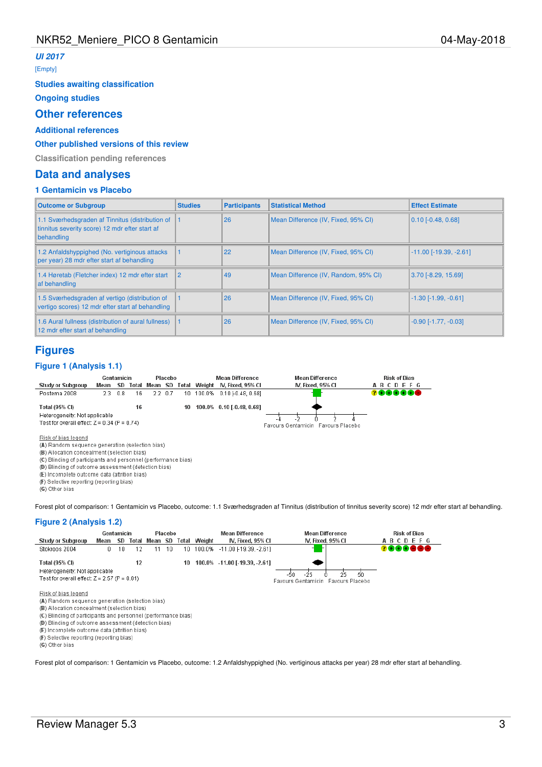### *UI 2017*

[Empty]

### Studies awaiting classification

### Ongoing studies

## Other references

### Additional references

### Other published versions of this review

### Classification pending references

## Data and analyses

### 1 Gentamicin vs Placebo

| Outcome or Subgroup | Studies | Participants | Statistical Method | Effect Estimate |
|---|---|---|---|---|
| 1.1 Sværhedsgraden af Tinnitus (distribution of tinnitus severity score) 12 mdr efter start af behandling | 1 | 26 | Mean Difference (IV, Fixed, 95% CI) | 0.10 [-0.48, 0.68] |
| 1.2 Anfaldshyppighed (No. vertiginous attacks per year) 28 mdr efter start af behandling | 1 | 22 | Mean Difference (IV, Fixed, 95% CI) | -11.00 [-19.39, -2.61] |
| 1.4 Høretab (Fletcher index) 12 mdr efter start af behandling | 2 | 49 | Mean Difference (IV, Random, 95% CI) | 3.70 [-8.29, 15.69] |
| 1.5 Sværhedsgraden af vertigo (distribution of vertigo scores) 12 mdr efter start af behandling | 1 | 26 | Mean Difference (IV, Fixed, 95% CI) | -1.30 [-1.99, -0.61] |
| 1.6 Aural fullness (distribution of aural fullness) 12 mdr efter start af behandling | 1 | 26 | Mean Difference (IV, Fixed, 95% CI) | -0.90 [-1.77, -0.03] |

## Figures

### Figure 1 (Analysis 1.1)

| Study or Subgroup | Gentamicin Mean | Gentamicin SD | Gentamicin Total | Placebo Mean | Placebo SD | Placebo Total | Weight | Mean Difference IV, Fixed, 95% CI |
|---|---|---|---|---|---|---|---|---|
| Postema 2008 | 2.3 | 0.8 | 16 | 2.2 | 0.7 | 10 | 100.0% | 0.10 [-0.48, 0.68] |
| **Total (95% CI)** | | | **16** | | | **10** | **100.0%** | **0.10 [-0.48, 0.68]** |

Heterogeneity: Not applicable
Test for overall effect: Z = 0.34 (P = 0.74)

Mean Difference IV, Fixed, 95% CI
-4 -2 0 2 4
Favours Gentamicin Favours Placebo

Risk of Bias
A B C D E F G

Risk of bias legend
(A) Random sequence generation (selection bias)
(B) Allocation concealment (selection bias)
(C) Blinding of participants and personnel (performance bias)
(D) Blinding of outcome assessment (detection bias)
(E) Incomplete outcome data (attrition bias)
(F) Selective reporting (reporting bias)
(G) Other bias

Forest plot of comparison: 1 Gentamicin vs Placebo, outcome: 1.1 Sværhedsgraden af Tinnitus (distribution of tinnitus severity score) 12 mdr efter start af behandling.

### Figure 2 (Analysis 1.2)

| Study or Subgroup | Gentamicin Mean | Gentamicin SD | Gentamicin Total | Placebo Mean | Placebo SD | Placebo Total | Weight | Mean Difference IV, Fixed, 95% CI |
|---|---|---|---|---|---|---|---|---|
| Stokroos 2004 | 0 | 10 | 12 | 11 | 10 | 10 | 100.0% | -11.00 [-19.39, -2.61] |
| **Total (95% CI)** | | | **12** | | | **10** | **100.0%** | **-11.00 [-19.39, -2.61]** |

Heterogeneity: Not applicable
Test for overall effect: Z = 2.57 (P = 0.01)

Mean Difference IV, Fixed, 95% CI
-50 -25 0 25 50
Favours Gentamicin Favours Placebo

Risk of Bias
A B C D E F G

Risk of bias legend
(A) Random sequence generation (selection bias)
(B) Allocation concealment (selection bias)
(C) Blinding of participants and personnel (performance bias)
(D) Blinding of outcome assessment (detection bias)
(E) Incomplete outcome data (attrition bias)
(F) Selective reporting (reporting bias)
(G) Other bias

Forest plot of comparison: 1 Gentamicin vs Placebo, outcome: 1.2 Anfaldshyppighed (No. vertiginous attacks per year) 28 mdr efter start af behandling.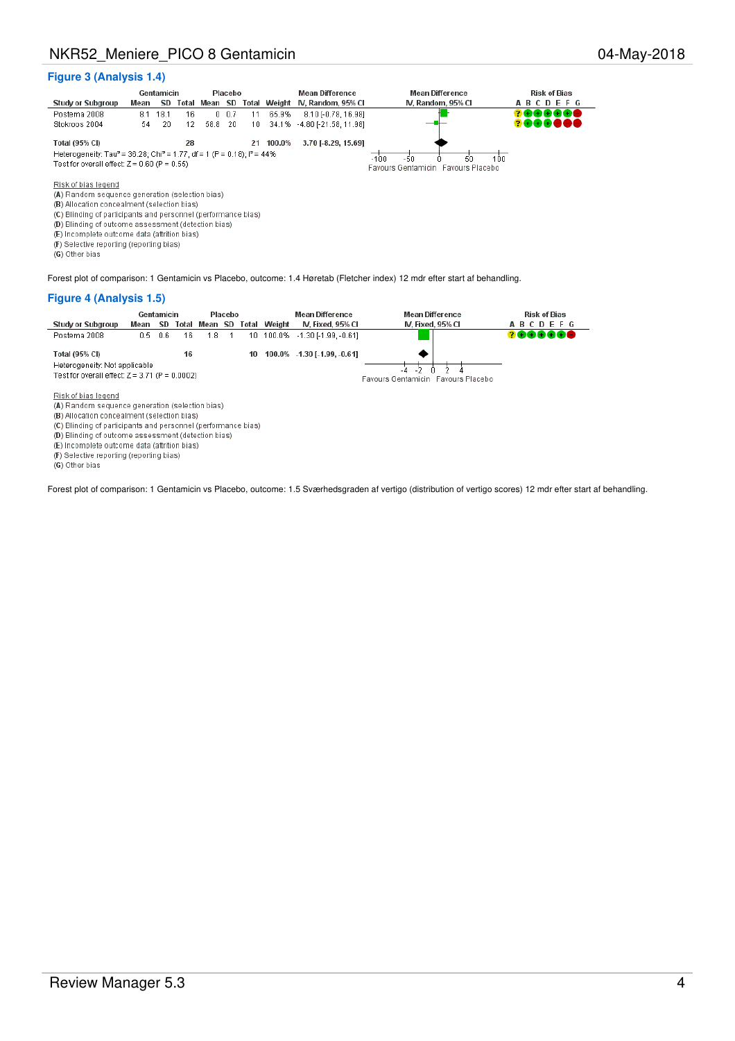## Figure 3 (Analysis 1.4)

| | Gentamicin | | | Placebo | | | | Mean Difference |
|---|---|---|---|---|---|---|---|---|
| Study or Subgroup | Mean | SD | Total | Mean | SD | Total | Weight | IV, Random, 95% CI |
| Postema 2008 | 8.1 | 18.1 | 16 | 0 | 0.7 | 11 | 65.9% | 8.10 [-0.78, 16.98] |
| Stokroos 2004 | 54 | 20 | 12 | 58.8 | 20 | 10 | 34.1% | -4.80 [-21.58, 11.98] |
| Total (95% CI) | | | 28 | | | 21 | 100.0% | 3.70 [-8.29, 15.69] |

Heterogeneity: Tau² = 38.28; Chi² = 1.77, df = 1 (P = 0.18); I² = 44%
Test for overall effect: Z = 0.60 (P = 0.55)

Mean Difference
IV, Random, 95% CI
-100 -50 0 50 100
Favours Gentamicin Favours Placebo

Risk of Bias
A B C D E F G

Risk of bias legend
(A) Random sequence generation (selection bias)
(B) Allocation concealment (selection bias)
(C) Blinding of participants and personnel (performance bias)
(D) Blinding of outcome assessment (detection bias)
(E) Incomplete outcome data (attrition bias)
(F) Selective reporting (reporting bias)
(G) Other bias

Forest plot of comparison: 1 Gentamicin vs Placebo, outcome: 1.4 Høretab (Fletcher index) 12 mdr efter start af behandling.

## Figure 4 (Analysis 1.5)

| | Gentamicin | | | Placebo | | | | Mean Difference |
|---|---|---|---|---|---|---|---|---|
| Study or Subgroup | Mean | SD | Total | Mean | SD | Total | Weight | IV, Fixed, 95% CI |
| Postema 2008 | 0.5 | 0.6 | 16 | 1.8 | 1 | 10 | 100.0% | -1.30 [-1.99, -0.61] |
| Total (95% CI) | | | 16 | | | 10 | 100.0% | -1.30 [-1.99, -0.61] |

Heterogeneity: Not applicable
Test for overall effect: Z = 3.71 (P = 0.0002)

Mean Difference
IV, Fixed, 95% CI
-4 -2 0 2 4
Favours Gentamicin Favours Placebo

Risk of Bias
A B C D E F G

Risk of bias legend
(A) Random sequence generation (selection bias)
(B) Allocation concealment (selection bias)
(C) Blinding of participants and personnel (performance bias)
(D) Blinding of outcome assessment (detection bias)
(E) Incomplete outcome data (attrition bias)
(F) Selective reporting (reporting bias)
(G) Other bias

Forest plot of comparison: 1 Gentamicin vs Placebo, outcome: 1.5 Sværhedsgraden af vertigo (distribution of vertigo scores) 12 mdr efter start af behandling.